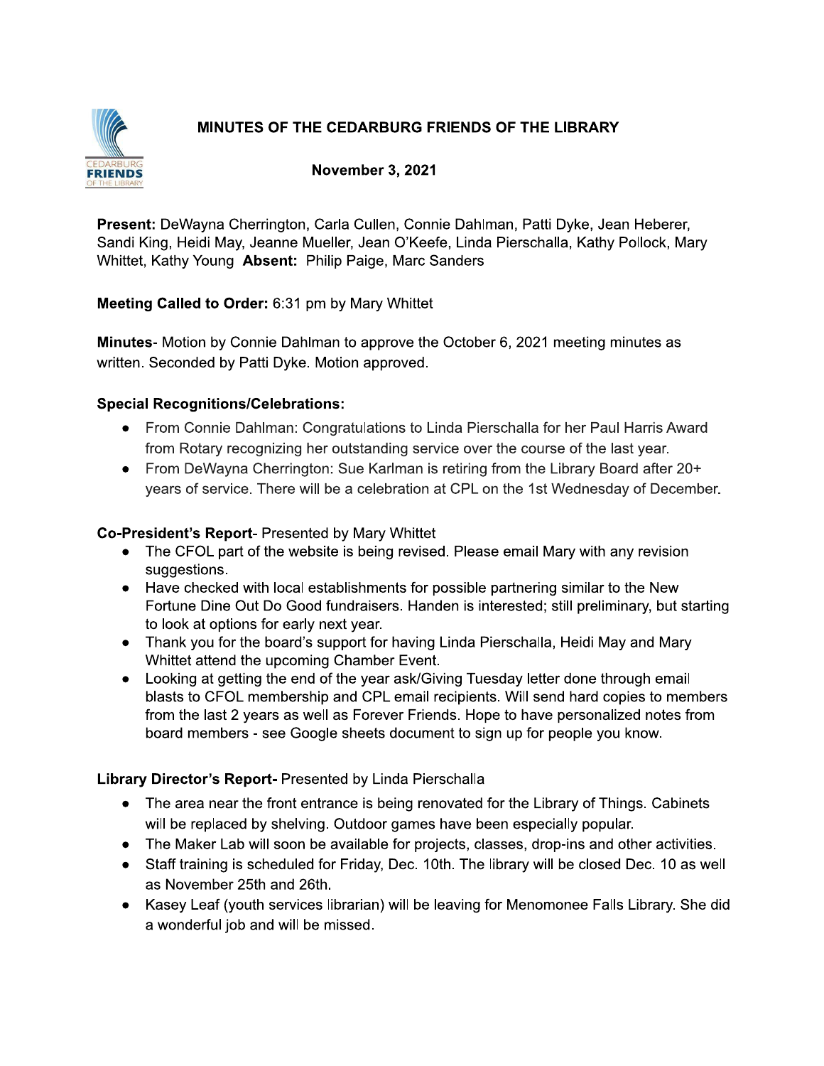# MINUTES OF THE CEDARBURG FRIENDS OF THE LIBRARY

## November 3, 2021

**Present:** DeWayna Cherrington, Carla Cullen, Connie Dahlman, Patti Dyke, Jean Heberer, Sandi King, Heidi May, Jeanne Mueller, Jean O'Keefe, Linda Pierschalla, Kathy Pollock, Mary Whittet, Kathy Young **Absent:** Philip Paige, Marc Sanders

**Meeting Called to Order:** 6:31 pm by Mary Whittet

**Minutes**- Motion by Connie Dahlman to approve the October 6, 2021 meeting minutes as written. Seconded by Patti Dyke. Motion approved.

**Special Recognitions/Celebrations:**

- From Connie Dahlman: Congratulations to Linda Pierschalla for her Paul Harris Award from Rotary recognizing her outstanding service over the course of the last year.
- From DeWayna Cherrington: Sue Karlman is retiring from the Library Board after 20+ years of service. There will be a celebration at CPL on the 1st Wednesday of December.

**Co-President's Report**- Presented by Mary Whittet

- The CFOL part of the website is being revised. Please email Mary with any revision suggestions.
- Have checked with local establishments for possible partnering similar to the New Fortune Dine Out Do Good fundraisers. Handen is interested; still preliminary, but starting to look at options for early next year.
- Thank you for the board's support for having Linda Pierschalla, Heidi May and Mary Whittet attend the upcoming Chamber Event.
- Looking at getting the end of the year ask/Giving Tuesday letter done through email blasts to CFOL membership and CPL email recipients. Will send hard copies to members from the last 2 years as well as Forever Friends. Hope to have personalized notes from board members - see Google sheets document to sign up for people you know.

**Library Director's Report-** Presented by Linda Pierschalla

- The area near the front entrance is being renovated for the Library of Things. Cabinets will be replaced by shelving. Outdoor games have been especially popular.
- The Maker Lab will soon be available for projects, classes, drop-ins and other activities.
- Staff training is scheduled for Friday, Dec. 10th. The library will be closed Dec. 10 as well as November 25th and 26th.
- Kasey Leaf (youth services librarian) will be leaving for Menomonee Falls Library. She did a wonderful job and will be missed.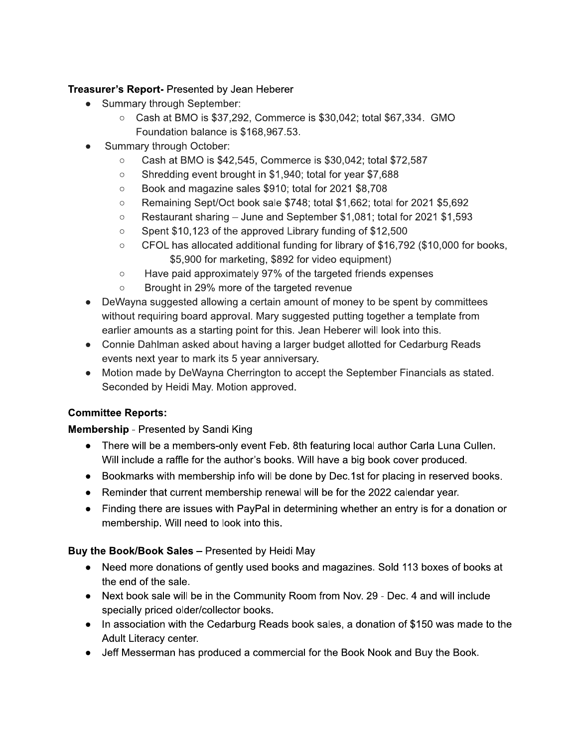**Treasurer's Report-** Presented by Jean Heberer

- Summary through September:
  - Cash at BMO is $37,292, Commerce is $30,042; total $67,334. GMO Foundation balance is $168,967.53.
- Summary through October:
  - Cash at BMO is $42,545, Commerce is $30,042; total $72,587
  - Shredding event brought in $1,940; total for year $7,688
  - Book and magazine sales $910; total for 2021 $8,708
  - Remaining Sept/Oct book sale $748; total $1,662; total for 2021 $5,692
  - Restaurant sharing – June and September $1,081; total for 2021 $1,593
  - Spent $10,123 of the approved Library funding of $12,500
  - CFOL has allocated additional funding for library of $16,792 ($10,000 for books, $5,900 for marketing, $892 for video equipment)
  - Have paid approximately 97% of the targeted friends expenses
  - Brought in 29% more of the targeted revenue
- DeWayna suggested allowing a certain amount of money to be spent by committees without requiring board approval. Mary suggested putting together a template from earlier amounts as a starting point for this. Jean Heberer will look into this.
- Connie Dahlman asked about having a larger budget allotted for Cedarburg Reads events next year to mark its 5 year anniversary.
- Motion made by DeWayna Cherrington to accept the September Financials as stated. Seconded by Heidi May. Motion approved.

**Committee Reports:**

**Membership** - Presented by Sandi King

- There will be a members-only event Feb. 8th featuring local author Carla Luna Cullen. Will include a raffle for the author's books. Will have a big book cover produced.
- Bookmarks with membership info will be done by Dec.1st for placing in reserved books.
- Reminder that current membership renewal will be for the 2022 calendar year.
- Finding there are issues with PayPal in determining whether an entry is for a donation or membership. Will need to look into this.

**Buy the Book/Book Sales** – Presented by Heidi May

- Need more donations of gently used books and magazines. Sold 113 boxes of books at the end of the sale.
- Next book sale will be in the Community Room from Nov. 29 - Dec. 4 and will include specially priced older/collector books.
- In association with the Cedarburg Reads book sales, a donation of $150 was made to the Adult Literacy center.
- Jeff Messerman has produced a commercial for the Book Nook and Buy the Book.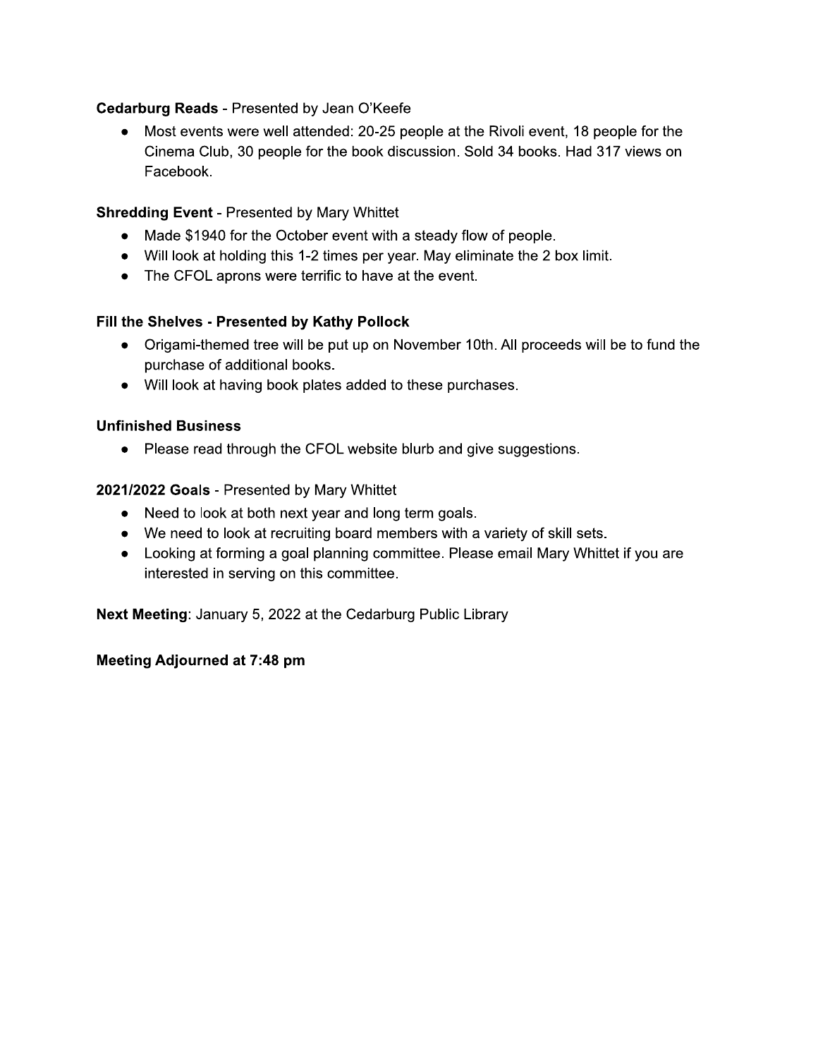**Cedarburg Reads** - Presented by Jean O'Keefe

- Most events were well attended: 20-25 people at the Rivoli event, 18 people for the Cinema Club, 30 people for the book discussion. Sold 34 books. Had 317 views on Facebook.

**Shredding Event** - Presented by Mary Whittet

- Made $1940 for the October event with a steady flow of people.
- Will look at holding this 1-2 times per year. May eliminate the 2 box limit.
- The CFOL aprons were terrific to have at the event.

**Fill the Shelves - Presented by Kathy Pollock**

- Origami-themed tree will be put up on November 10th. All proceeds will be to fund the purchase of additional books.
- Will look at having book plates added to these purchases.

**Unfinished Business**

- Please read through the CFOL website blurb and give suggestions.

**2021/2022 Goals** - Presented by Mary Whittet

- Need to look at both next year and long term goals.
- We need to look at recruiting board members with a variety of skill sets.
- Looking at forming a goal planning committee. Please email Mary Whittet if you are interested in serving on this committee.

**Next Meeting**: January 5, 2022 at the Cedarburg Public Library

**Meeting Adjourned at 7:48 pm**